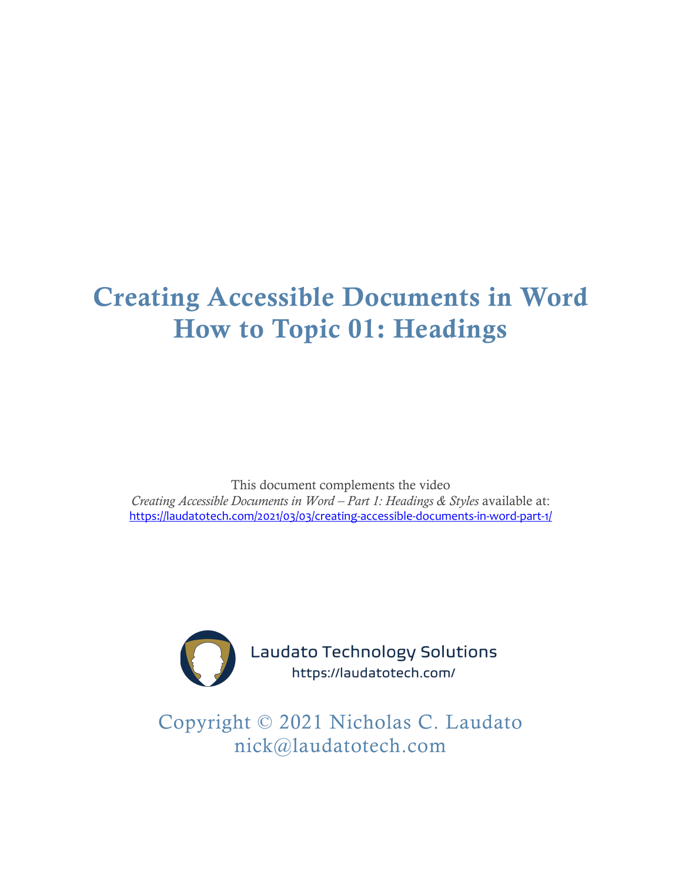# Creating Accessible Documents in Word
# How to Topic 01: Headings

This document complements the video
*Creating Accessible Documents in Word – Part 1: Headings & Styles* available at:
https://laudatotech.com/2021/03/03/creating-accessible-documents-in-word-part-1/

Laudato Technology Solutions
https://laudatotech.com/

Copyright © 2021 Nicholas C. Laudato
nick@laudatotech.com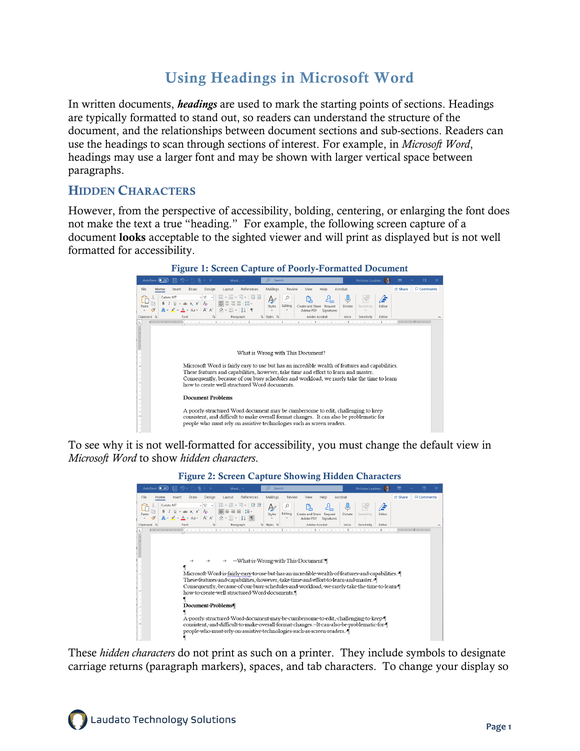# Using Headings in Microsoft Word

In written documents, ***headings*** are used to mark the starting points of sections. Headings are typically formatted to stand out, so readers can understand the structure of the document, and the relationships between document sections and sub-sections. Readers can use the headings to scan through sections of interest. For example, in *Microsoft Word*, headings may use a larger font and may be shown with larger vertical space between paragraphs.

## Hidden Characters

However, from the perspective of accessibility, bolding, centering, or enlarging the font does not make the text a true "heading." For example, the following screen capture of a document **looks** acceptable to the sighted viewer and will print as displayed but is not well formatted for accessibility.

**Figure 1: Screen Capture of Poorly-Formatted Document**

To see why it is not well-formatted for accessibility, you must change the default view in *Microsoft Word* to show *hidden characters*.

**Figure 2: Screen Capture Showing Hidden Characters**

These *hidden characters* do not print as such on a printer. They include symbols to designate carriage returns (paragraph markers), spaces, and tab characters. To change your display so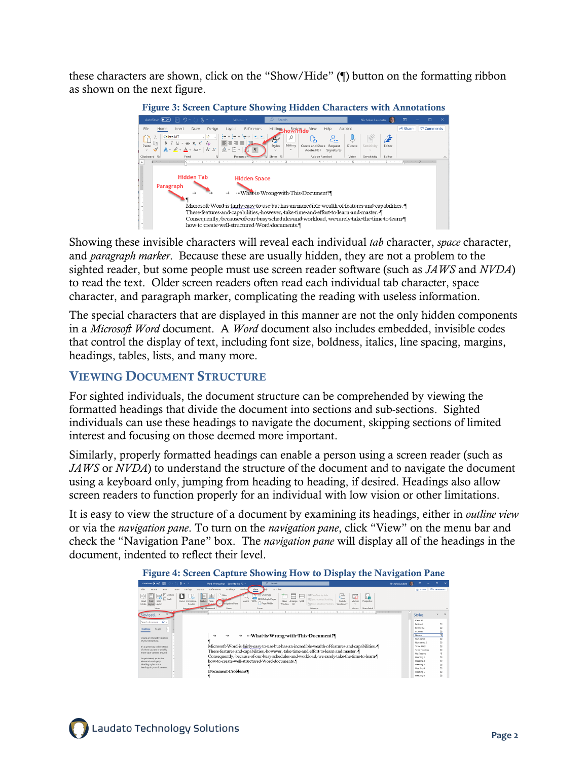these characters are shown, click on the "Show/Hide" (¶) button on the formatting ribbon as shown on the next figure.

Figure 3: Screen Capture Showing Hidden Characters with Annotations

Showing these invisible characters will reveal each individual *tab* character, *space* character, and *paragraph marker*. Because these are usually hidden, they are not a problem to the sighted reader, but some people must use screen reader software (such as *JAWS* and *NVDA*) to read the text. Older screen readers often read each individual tab character, space character, and paragraph marker, complicating the reading with useless information.

The special characters that are displayed in this manner are not the only hidden components in a *Microsoft Word* document. A *Word* document also includes embedded, invisible codes that control the display of text, including font size, boldness, italics, line spacing, margins, headings, tables, lists, and many more.

## Viewing Document Structure

For sighted individuals, the document structure can be comprehended by viewing the formatted headings that divide the document into sections and sub-sections. Sighted individuals can use these headings to navigate the document, skipping sections of limited interest and focusing on those deemed more important.

Similarly, properly formatted headings can enable a person using a screen reader (such as *JAWS* or *NVDA*) to understand the structure of the document and to navigate the document using a keyboard only, jumping from heading to heading, if desired. Headings also allow screen readers to function properly for an individual with low vision or other limitations.

It is easy to view the structure of a document by examining its headings, either in *outline view* or via the *navigation pane*. To turn on the *navigation pane*, click "View" on the menu bar and check the "Navigation Pane" box. The *navigation pane* will display all of the headings in the document, indented to reflect their level.

Figure 4: Screen Capture Showing How to Display the Navigation Pane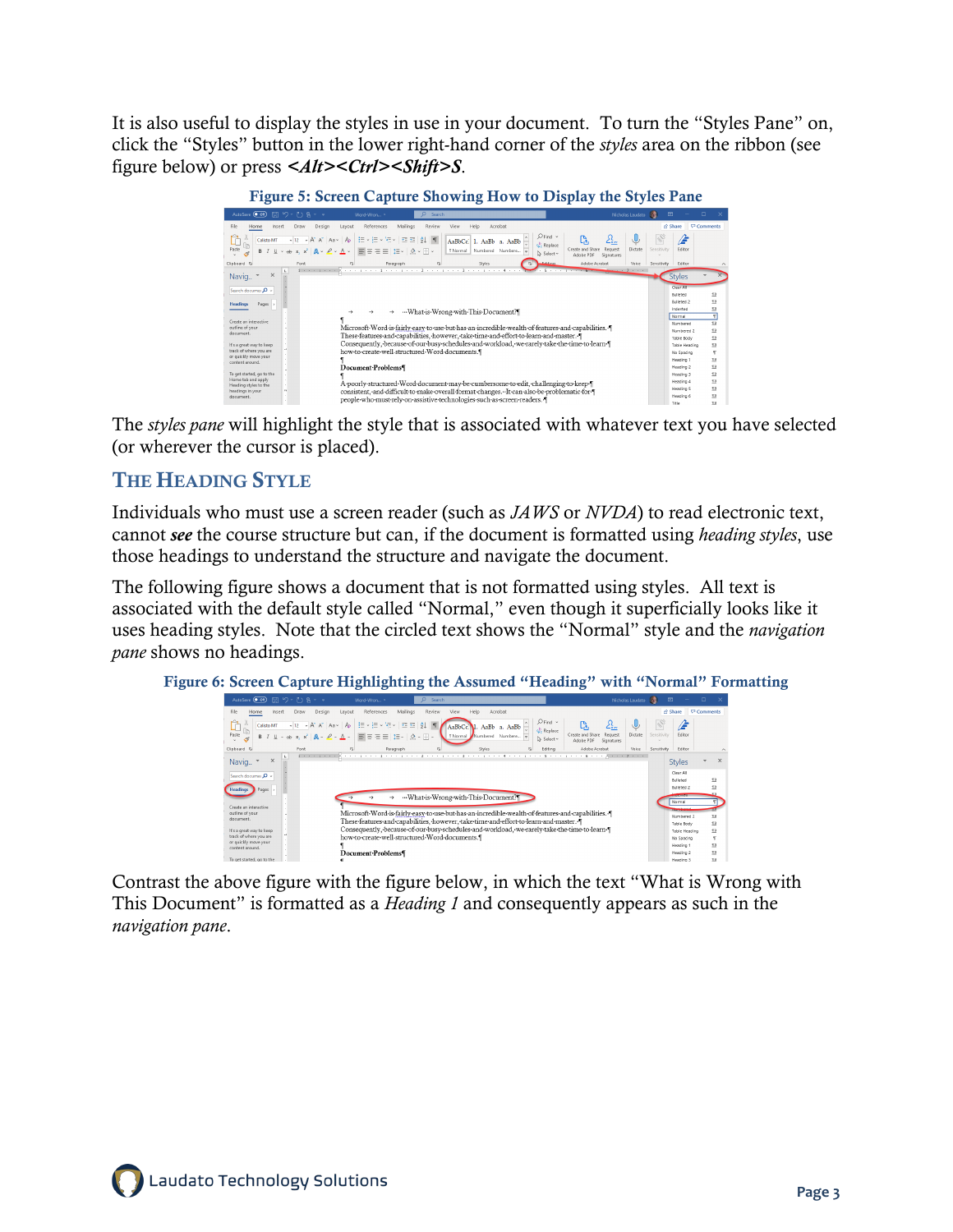It is also useful to display the styles in use in your document. To turn the "Styles Pane" on, click the "Styles" button in the lower right-hand corner of the *styles* area on the ribbon (see figure below) or press ***<Alt><Ctrl><Shift>S***.

**Figure 5: Screen Capture Showing How to Display the Styles Pane**

The *styles pane* will highlight the style that is associated with whatever text you have selected (or wherever the cursor is placed).

## THE HEADING STYLE

Individuals who must use a screen reader (such as *JAWS* or *NVDA*) to read electronic text, cannot ***see*** the course structure but can, if the document is formatted using *heading styles*, use those headings to understand the structure and navigate the document.

The following figure shows a document that is not formatted using styles. All text is associated with the default style called "Normal," even though it superficially looks like it uses heading styles. Note that the circled text shows the "Normal" style and the *navigation pane* shows no headings.

**Figure 6: Screen Capture Highlighting the Assumed "Heading" with "Normal" Formatting**

Contrast the above figure with the figure below, in which the text "What is Wrong with This Document" is formatted as a *Heading 1* and consequently appears as such in the *navigation pane*.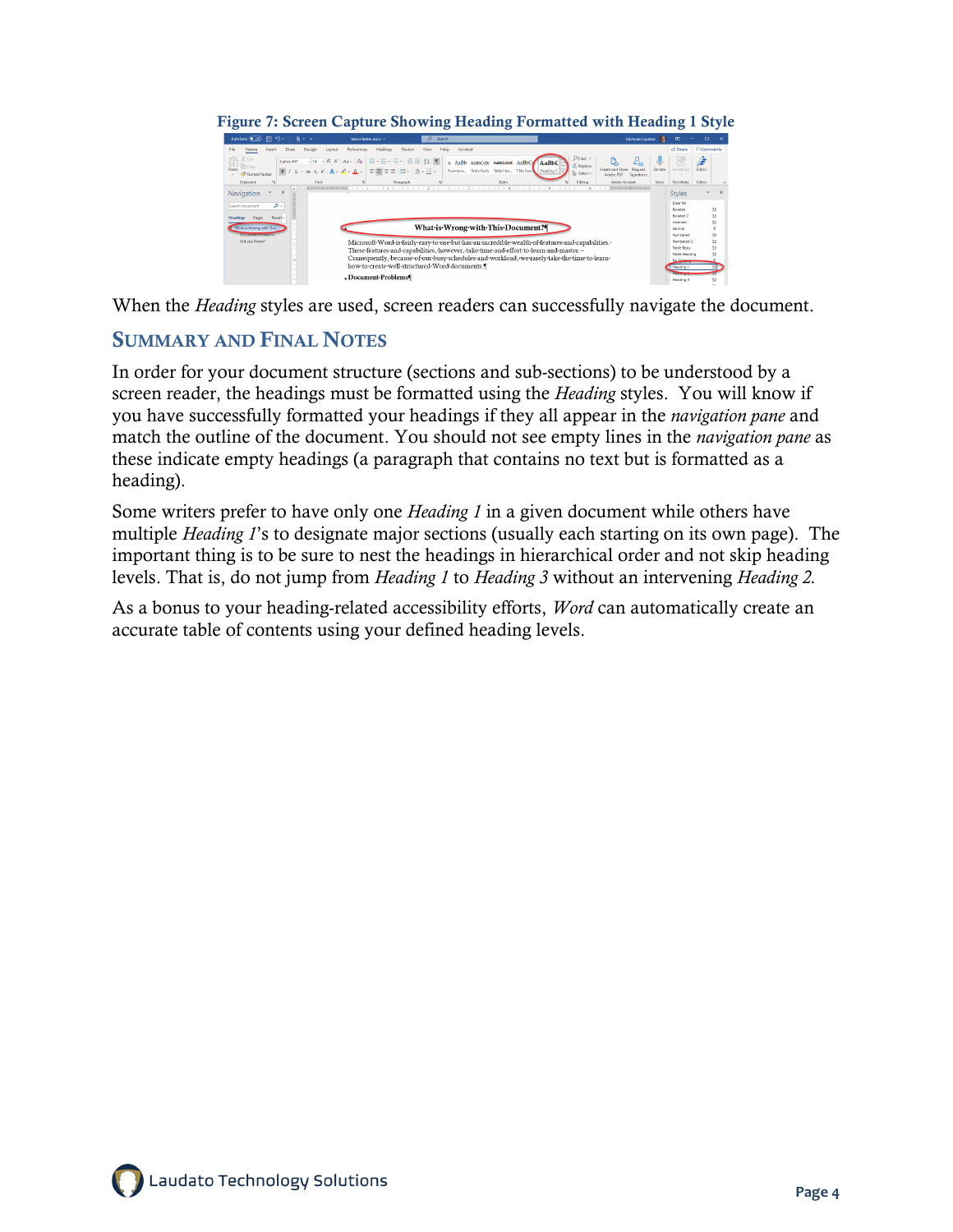**Figure 7: Screen Capture Showing Heading Formatted with Heading 1 Style**

When the *Heading* styles are used, screen readers can successfully navigate the document.

## Summary and Final Notes

In order for your document structure (sections and sub-sections) to be understood by a screen reader, the headings must be formatted using the *Heading* styles. You will know if you have successfully formatted your headings if they all appear in the *navigation pane* and match the outline of the document. You should not see empty lines in the *navigation pane* as these indicate empty headings (a paragraph that contains no text but is formatted as a heading).

Some writers prefer to have only one *Heading 1* in a given document while others have multiple *Heading 1*'s to designate major sections (usually each starting on its own page). The important thing is to be sure to nest the headings in hierarchical order and not skip heading levels. That is, do not jump from *Heading 1* to *Heading 3* without an intervening *Heading 2.*

As a bonus to your heading-related accessibility efforts, *Word* can automatically create an accurate table of contents using your defined heading levels.